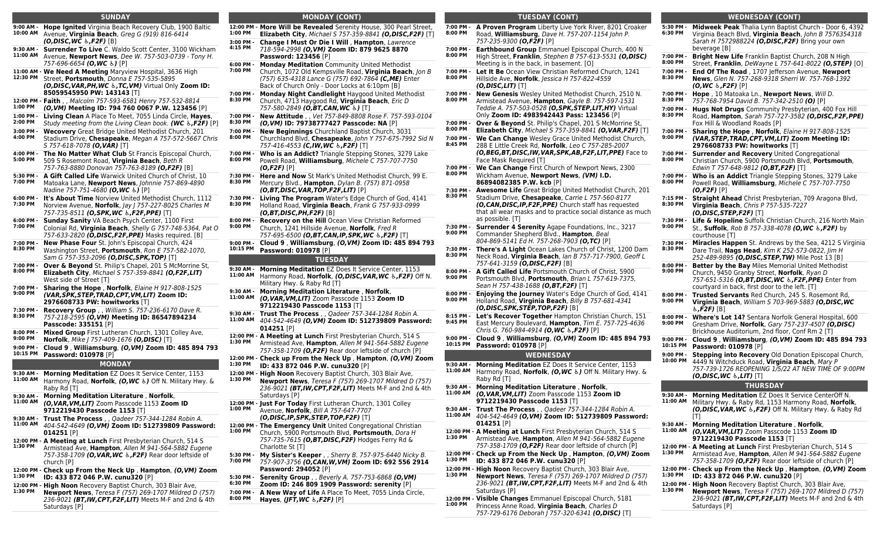## SUNDAY

**9:00 AM - 10:00 AM** **Hope Ignited** Virginia Beach Recovery Club, 1900 Baltic Avenue, **Virginia Beach**, *Greg G (919) 816-6414* ***(O,DISC,WC ♿,F2F)*** [B]

**9:30 AM - 11:00 AM** **Surrender To Live** C. Waldo Scott Center, 3100 Wickham Avenue, **Newport News**, *Dee W. 757-603-0739 - Tony H. 757-696-6654* ***(O,WC ♿)*** [P]

**11:00 AM - 12:30 PM** **We Need A Meeting** Maryview Hospital, 3636 High Street, **Portsmouth**, *Donna E 757-535-5895* ***(O,DISC,VAR,PH,WC ♿,TC,VM)*** Virtual Only **Zoom ID: 85059545950 PW: 143143** [T]

**12:00 PM - 1:00 PM** **Faith** , , *Malcolm 757-593-6581 Henry 757-532-8814* ***(O,VM)*** **Meeting ID: 794 760 0067 P.W. 123456** [P]

**1:00 PM - 2:00 PM** **Living Clean** A Place To Meet, 7055 Linda Circle, **Hayes**, *Study meeting from the Living Clean book.* ***(WC ♿,F2F)*** [P]

**3:00 PM - 4:00 PM** **Wecovery** Great Bridge United Methodist Church, 201 Stadium Drive, **Chesapeake**, *Megan A 757-572-5667 Chris S 757-618-7078* ***(O,VAR)*** [T]

**4:00 PM - 5:00 PM** **The No Matter What Club** St Francis Episcopal Church, 509 S Rosemont Road, **Virginia Beach**, *Beth R 757-763-8880 Donovan 757-763-8189* ***(O,F2F)*** [B]

**5:30 PM - 7:00 PM** **A Gift Called Life** Warwick United Church of Christ, 10 Matoaka Lane, **Newport News**, *Johnnie 757-869-4890 Nadine 757-751-4680* ***(O,WC ♿)*** [P]

**6:00 PM - 7:30 PM** **It's About Time** Norview United Methodist Church, 1112 Norview Avenue, **Norfolk**, *Jay J 757-227-8025 Charles M 757-735-8511* ***(O,SPK,WC ♿,F2F,PPE)*** [T]

**6:00 PM - 7:00 PM** **Sunday Sanity** VA Beach Psych Center, 1100 First Colonial Rd, **Virginia Beach**, *Shelly G 757-748-5364, Pat O 757-633-2820* ***(O,DISC,F2F,PPE)*** Masks required. [B]

**7:00 PM - 8:30 PM** **New Phase Four** St. John's Episcopal Church, 424 Washington Street, **Portsmouth**, *Ron E 757-582-1070, Sam G 757-353-2096* ***(O,DISC,SPK,TOP)*** [T]

**7:00 PM - 8:00 PM** **Over & Beyond** St. Philip's Chapel, 201 S McMorrine St, **Elizabeth City**, *Michael S 757-359-8841* ***(O,F2F,LIT)*** West side of Street [T]

**7:00 PM - 9:00 PM** **Sharing the Hope** , **Norfolk**, *Elaine H 917-808-1525* ***(VAR,SPK,STEP,TRAD,CPT,VM,LIT)*** **Zoom ID: 2976608733 PW: howitworks** [T]

**7:30 PM - 8:30 PM** **Recovery Group** , , *William S. 757-236-6170 Dave R. 757-218-2595* ***(O,VM)*** **Meeting ID: 86547894234 Passcode: 335151** [P]

**8:00 PM - 9:00 PM** **Mixed Group** First Lutheran Church, 1301 Colley Ave, **Norfolk**, *Mike J 757-409-1676* ***(O,DISC)*** [T]

**9:00 PM - 10:15 PM** **Cloud 9** , **Williamsburg**, ***(O,VM)*** **Zoom ID: 485 894 793 Password: 010978** [P]

## MONDAY

**9:30 AM - 11:00 AM** **Morning Meditation** EZ Does It Service Center, 1153 Harmony Road, **Norfolk**, ***(O,WC ♿)*** Off N. Military Hwy. & Raby Rd [T]

**9:30 AM - 11:00 AM** **Morning Meditation Literature** , **Norfolk**, ***(O,VAR,VM,LIT)*** Zoom Passcode 1153 **Zoom ID 9712219430 Passcode 1153** [T]

**9:30 AM - 11:00 AM** **Trust The Process** , , *Qadeer 757-344-1284 Robin A. 404-542-4649* ***(O,VM)*** **Zoom ID: 512739809 Password: 014251** [P]

**12:00 PM - 1:30 PM** **A Meeting at Lunch** First Presbyterian Church, 514 S Armistead Ave, **Hampton**, *Allen M 941-564-5882 Eugene 757-358-1709* ***(O,VAR,WC ♿,F2F)*** Rear door leftside of church [P]

**12:00 PM - 1:30 PM** **Check up From the Neck Up** , **Hampton**, ***(O,VM)*** **Zoom ID: 433 872 046 P.W. cunu320** [P]

**12:00 PM - 1:30 PM** **High Noon** Recovery Baptist Church, 303 Blair Ave, **Newport News**, *Teresa F (757) 269-1707 Mildred D (757) 236-9021* ***(BT,IW,CPT,F2F,LIT)*** Meets M-F and 2nd & 4th Saturdays [P]

## MONDAY (CONT)

**12:00 PM - 1:00 PM** **More Will be Revealed** Serenity House, 300 Pearl Street, **Elizabeth City**, *Michael S 757-359-8841* ***(O,DISC,F2F)*** [T]

**3:00 PM - 4:15 PM** **Change I Must Or Die I Will** , **Hampton**, *Lawrence 718-594-2998* ***(O,VM)*** **Zoom ID: 879 9625 8870 Password: 123456** [P]

**6:00 PM - 7:00 PM** **Monday Meditation** Community United Methodist Church, 1072 Old Kempsville Road, **Virginia Beach**, *Jon B (757) 635-4318 Lance G (757) 692-7864* ***(C,ME)*** Enter Back of Church Only - Door Locks at 6:10pm [B]

**7:00 PM - 8:30 PM** **Monday Night Candlelight** Haygood United Methodist Church, 4713 Haygood Rd, **Virginia Beach**, *Eric D 757-580-2849* ***(O,BT,CAN,WC ♿)*** [T]

**7:00 PM - 8:30 PM** **New Attitude** , , *Vet 757-849-8808 Rose F. 757-593-0104* ***(O,VM)*** **ID: 79738777427 Passcode: NA** [P]

**7:00 PM - 8:00 PM** **New Beginnings** Churchland Baptist Church, 3031 Churchland Blvd, **Chesapeake**, *John Y 757-675-7992 Sid N 757-416-4553* ***(C,IW,WC ♿,F2F)*** [T]

**7:00 PM - 8:00 PM** **Who is an Addict?** Triangle Stepping Stones, 3279 Lake Powell Road, **Williamsburg**, *Michele C 757-707-7750* ***(O,F2F)*** [P]

**7:30 PM - 8:30 PM** **Here and Now** St Mark's United Methodist Church, 99 E. Mercury Blvd., **Hampton**, *Dylan B. (757) 871-0958* ***(O,BT,DISC,VAR,TOP,F2F,LIT)*** [P]

**7:30 PM - 8:30 PM** **Living The Program** Water's Edge Church of God, 4141 Holland Road, **Virginia Beach**, *Frank G 757-933-0999* ***(O,BT,DISC,PH,F2F)*** [B]

**8:00 PM - 9:00 PM** **Recovery on the Hill** Ocean View Christian Reformed Church, 1241 Hillside Avenue, **Norfolk**, *Fred R 757-695-6500* ***(O,BT,CAN,IP,SPK,WC ♿,F2F)*** [T]

**9:00 PM - 10:15 PM** **Cloud 9** , **Williamsburg**, ***(O,VM)*** **Zoom ID: 485 894 793 Password: 010978** [P]

## TUESDAY

**9:30 AM - 11:00 AM** **Morning Meditation** EZ Does It Service Center, 1153 Harmony Road, **Norfolk**, ***(O,DISC,VAR,WC ♿,F2F)*** Off N. Military Hwy. & Raby Rd [T]

**9:30 AM - 11:00 AM** **Morning Meditation Literature** , **Norfolk**, ***(O,VAR,VM,LIT)*** Zoom Passcode 1153 **Zoom ID 9712219430 Passcode 1153** [T]

**9:30 AM - 11:00 AM** **Trust The Process** , , *Qadeer 757-344-1284 Robin A. 404-542-4649* ***(O,VM)*** **Zoom ID: 512739809 Password: 014251** [P]

**12:00 PM - 1:30 PM** **A Meeting at Lunch** First Presbyterian Church, 514 S Armistead Ave, **Hampton**, *Allen M 941-564-5882 Eugene 757-358-1709* ***(O,F2F)*** Rear door leftside of church [P]

**12:00 PM - 1:30 PM** **Check up From the Neck Up** , **Hampton**, ***(O,VM)*** **Zoom ID: 433 872 046 P.W. cunu320** [P]

**12:00 PM - 1:30 PM** **High Noon** Recovery Baptist Church, 303 Blair Ave, **Newport News**, *Teresa F (757) 269-1707 Mildred D (757) 236-9021* ***(BT,IW,CPT,F2F,LIT)*** Meets M-F and 2nd & 4th Saturdays [P]

**12:00 PM - 1:00 PM** **Just For Today** First Lutheran Church, 1301 Colley Avenue, **Norfolk**, *Bill A 757-647-7707* ***(O,DISC,IP,SPK,STEP,TOP,F2F)*** [T]

**12:00 PM - 1:00 PM** **The Emergency Unit** United Congregational Christian Church, 5900 Portsmouth Blvd, **Portsmouth**, *Dora H 757-735-7615* ***(O,BT,DISC,F2F)*** Hodges Ferry Rd & Charlotte St [T]

**5:30 PM - 7:00 PM** **My Sister's Keeper** , , *Sherry B. 757-975-6440 Nicky B. 757-907-3756* ***(O,CAN,W,VM)*** **Zoom ID: 692 556 2914 Password: 294052** [P]

**5:30 PM - 6:30 PM** **Serenity Group** , , *Beverly A. 757-753-6868* ***(O,VM)*** **Zoom ID: 246 809 1909 Password: serenity** [P]

**7:00 PM - 8:00 PM** **A New Way of Life** A Place To Meet, 7055 Linda Circle, **Hayes**, ***(JFT,WC ♿,F2F)*** [P]

## TUESDAY (CONT)

**7:00 PM - 8:00 PM** **A Proven Program** Liberty Live York River, 8201 Croaker Road, **Williamsburg**, *Dave H. 757-207-1154 John P. 757-235-9300* ***(O,F2F)*** [P]

**7:00 PM - 8:00 PM** **Earthbound Group** Emmanuel Episcopal Church, 400 N High Street, **Franklin**, *Stephen B 757-613-5531* ***(O,DISC)*** Meeting is in the back, in basement. [O]

**7:00 PM - 8:00 PM** **Let It Be** Ocean View Christian Reformed Church, 1241 Hillside Ave, **Norfolk**, *Jessica H 757-822-4559* ***(O,DISC,LIT)*** [T]

**7:00 PM - 8:00 PM** **New Genesis** Wesley United Methodist Church, 2510 N. Armistead Avenue, **Hampton**, *Gayle B. 757-597-1531 Teddie A. 757-503-0528* ***(O,SPK,STEP,LIT,HY)*** Virtual Only **Zoom ID: 4983942443 Pass: 123456** [P]

**7:00 PM - 8:00 PM** **Over & Beyond** St. Philip's Chapel, 201 S McMorrine St, **Elizabeth City**, *Michael S 757-359-8841* ***(O,VAR,F2F)*** [T]

**7:00 PM - 8:45 PM** **We Can Change** Wesley Grace United Methodist Church, 288 E Little Creek Rd, **Norfolk**, *Leo C 757-285-2007* ***(O,BEG,BT,DISC,IW,VAR,SPK,AB,F2F,LIT,PPE)*** Face to Face Mask Required [T]

**7:00 PM - 8:00 PM** **We Can Change** First Church of Newport News, 2300 Wickham Avenue, **Newport News**, ***(VM)*** **I.D. 86894082385 P.W. kcb** [P]

**7:30 PM - 8:30 PM** **Awesome Life** Great Bridge United Methodist Church, 201 Stadium Drive, **Chesapeake**, *Carrie L 757-560-8177* ***(O,CAN,DISC,IP,F2F,PPE)*** Church staff has requested that all wear masks and to practice social distance as much as possible. [T]

**7:30 PM - 9:00 PM** **Surrender 4 Serenity** Agape Foundations, Inc., 3217 Commander Shepherd Blvd., **Hampton**, *Beal 804-869-5141 Ed H. 757-268-7903* ***(O,TC)*** [P]

**7:30 PM - 8:30 PM** **There's A Light** Ocean Lakes Church of Christ, 1200 Dam Neck Road, **Virginia Beach**, *Ian B 757-717-7900, Geoff L 757-641-3159* ***(O,DISC,F2F)*** [B]

**8:00 PM - 9:00 PM** **A Gift Called Life** Portsmouth Church of Christ, 5900 Portsmouth Blvd, **Portsmouth**, *Brian L 757-619-7375, Sean H 757-438-1688* ***(O,BT,F2F)*** [T]

**8:00 PM - 9:00 PM** **Enjoying the Journey** Water's Edge Church of God, 4141 Holland Road, **Virginia Beach**, *Billy B 757-681-4341* ***(O,DISC,SPK,STEP,TOP,F2F)*** [B]

**8:15 PM - 9:45 PM** **Let's Recover Together** Hampton Christian Church, 151 East Mercury Boulevard, **Hampton**, *Tim E. 757-725-4636 Chris G. 760-984-4914* ***(O,WC ♿,F2F)*** [P]

**9:00 PM - 10:15 PM** **Cloud 9** , **Williamsburg**, ***(O,VM)*** **Zoom ID: 485 894 793 Password: 010978** [P]

## WEDNESDAY

**9:30 AM - 11:00 AM** **Morning Meditation** EZ Does It Service Center, 1153 Harmony Road, **Norfolk**, ***(O,WC ♿)*** Off N. Military Hwy. & Raby Rd [T]

**9:30 AM - 11:00 AM** **Morning Meditation Literature** , **Norfolk**, ***(O,VAR,VM,LIT)*** Zoom Passcode 1153 **Zoom ID 9712219430 Passcode 1153** [T]

**9:30 AM - 11:00 AM** **Trust The Process** , , *Qadeer 757-344-1284 Robin A. 404-542-4649* ***(O,VM)*** **Zoom ID: 512739809 Password: 014251** [P]

**12:00 PM - 1:30 PM** **A Meeting at Lunch** First Presbyterian Church, 514 S Armistead Ave, **Hampton**, *Allen M 941-564-5882 Eugene 757-358-1709* ***(O,F2F)*** Rear door leftside of church [P]

**12:00 PM - 1:30 PM** **Check up From the Neck Up** , **Hampton**, ***(O,VM)*** **Zoom ID: 433 872 046 P.W. cunu320** [P]

**12:00 PM - 1:30 PM** **High Noon** Recovery Baptist Church, 303 Blair Ave, **Newport News**, *Teresa F (757) 269-1707 Mildred D (757) 236-9021* ***(BT,IW,CPT,F2F,LIT)*** Meets M-F and 2nd & 4th Saturdays [P]

**12:00 PM - 1:00 PM** **Visible Changes** Emmanuel Episcopal Church, 5181 Princess Anne Road, **Virginia Beach**, *Charles D 757-729-6176 Deborah J 757-320-6341* ***(O,DISC)*** [T]

## WEDNESDAY (CONT)

**5:30 PM - 6:30 PM** **Midweek Peak** Thalia Lynn Baptist Church - Door 6, 4392 Virginia Beach Blvd, **Virginia Beach**, *John B 7576354318 Sarah H 7572988224* ***(O,DISC,F2F)*** Bring your own beverage [B]

**7:00 PM - 8:00 PM** **Bright New Life** Franklin Baptist Church, 208 N High Street, **Franklin**, *DeWayne L 757-641-8022* ***(O,STEP)*** [O]

**7:00 PM - 8:30 PM** **End Of The Road** , 1707 Jefferson Avenue, **Newport News**, *Glen N. 757-268-9318 Sherri W. 757-768-1392* ***(O,WC ♿,F2F)*** [P]

**7:00 PM - 8:30 PM** **Hope** , 10 Matoaka Ln., **Newport News**, *Will D. 757-768-7954 David B. 757-342-2510* ***(O)*** [P]

**7:00 PM - 8:30 PM** **Hugs Not Drugs** Community Presbyterian, 400 Fox Hill Road, **Hampton**, *Sarah 757-727-3582* ***(O,DISC,F2F,PPE)*** Fox Hill & Woodland Roads [P]

**7:00 PM - 9:00 PM** **Sharing the Hope** , **Norfolk**, *Elaine H 917-808-1525* ***(VAR,STEP,TRAD,CPT,VM,LIT)*** **Zoom Meeting ID: 2976608733 PW: howitworks** [T]

**7:00 PM - 8:00 PM** **Surrender and Recovery** United Congregational Christian Church, 5900 Portsmouth Blvd, **Portsmouth**, *Edwin T 757-648-9812* ***(O,BT,F2F)*** [T]

**7:00 PM - 8:00 PM** **Who is an Addict** Triangle Stepping Stones, 3279 Lake Powell Road, **Williamsburg**, *Michele C 757-707-7750* ***(O,F2F)*** [P]

**7:15 PM - 8:30 PM** **Straight Ahead** Christ Presbyterian, 709 Aragona Blvd, **Virginia Beach**, *Chris P 757-535-7227* ***(O,DISC,STEP,F2F)*** [T]

**7:30 PM - 9:00 PM** **Life & Hopeline** Suffolk Christian Church, 216 North Main St., **Suffolk**, *Rob B 757-338-4078* ***(O,WC ♿,F2F)*** by courthouse [T]

**7:30 PM - 8:30 PM** **Miracles Happen** St. Andrews by the Sea, 4212 S Virginia Dare Trail, **Nags Head**, *Kim K 252-573-0822, Jim H 252-489-9895* ***(O,DISC,STEP,TW)*** Mile Post 13 [B]

**8:00 PM - 9:00 PM** **Better by the Bay** Miles Memorial United Methodist Church, 9450 Granby Street, **Norfolk**, *Ryan D 757-651-5316* ***(O,BT,DISC,WC ♿,F2F,PPE)*** Enter from courtyard in back, first door to the left. [T]

**8:00 PM - 9:00 PM** **Trusted Servants** Red Church, 245 S. Rosemont Rd, **Virginia Beach**, *William S 703-969-5883* ***(O,DISC,WC ♿,F2F)*** [B]

**8:00 PM - 9:00 PM** **Where's Lot 14?** Sentara Norfolk General Hospital, 600 Gresham Drive, **Norfolk**, *Gary 757-237-4507* ***(O,DISC)*** Brickhouse Auditorium, 2nd floor, Conf Rm 2 [T]

**9:00 PM - 10:15 PM** **Cloud 9** , **Williamsburg**, ***(O,VM)*** **Zoom ID: 485 894 793 Password: 010978** [P]

**9:00 PM - 10:00 PM** **Stepping into Recovery** Old Donation Episcopal Church, 4449 N Witchduck Road, **Virginia Beach**, *Mary P 757-739-1726 REOPENING 1/5/22 AT NEW TIME OF 9:00PM* ***(O,DISC,WC ♿,LIT)*** [T]

## THURSDAY

**9:30 AM - 11:00 AM** **Morning Meditation** EZ Does It Service CenterOff N. Military Hwy. & Raby Rd, 1153 Harmony Road, **Norfolk**, ***(O,DISC,VAR,WC ♿,F2F)*** Off N. Military Hwy. & Raby Rd [T]

**9:30 AM - 11:00 AM** **Morning Meditation Literature** , **Norfolk**, ***(O,VAR,VM,LIT)*** Zoom Passcode 1153 **Zoom ID 9712219430 Passcode 1153** [T]

**12:00 PM - 1:30 PM** **A Meeting at Lunch** First Presbyterian Church, 514 S Armistead Ave, **Hampton**, *Allen M 941-564-5882 Eugene 757-358-1709* ***(O,F2F)*** Rear door leftside of church [P]

**12:00 PM - 1:30 PM** **Check up From the Neck Up** , **Hampton**, ***(O,VM)*** **Zoom ID: 433 872 046 P.W. cunu320** [P]

**12:00 PM - 1:30 PM** **High Noon** Recovery Baptist Church, 303 Blair Ave, **Newport News**, *Teresa F (757) 269-1707 Mildred D (757) 236-9021* ***(BT,IW,CPT,F2F,LIT)*** Meets M-F and 2nd & 4th Saturdays [P]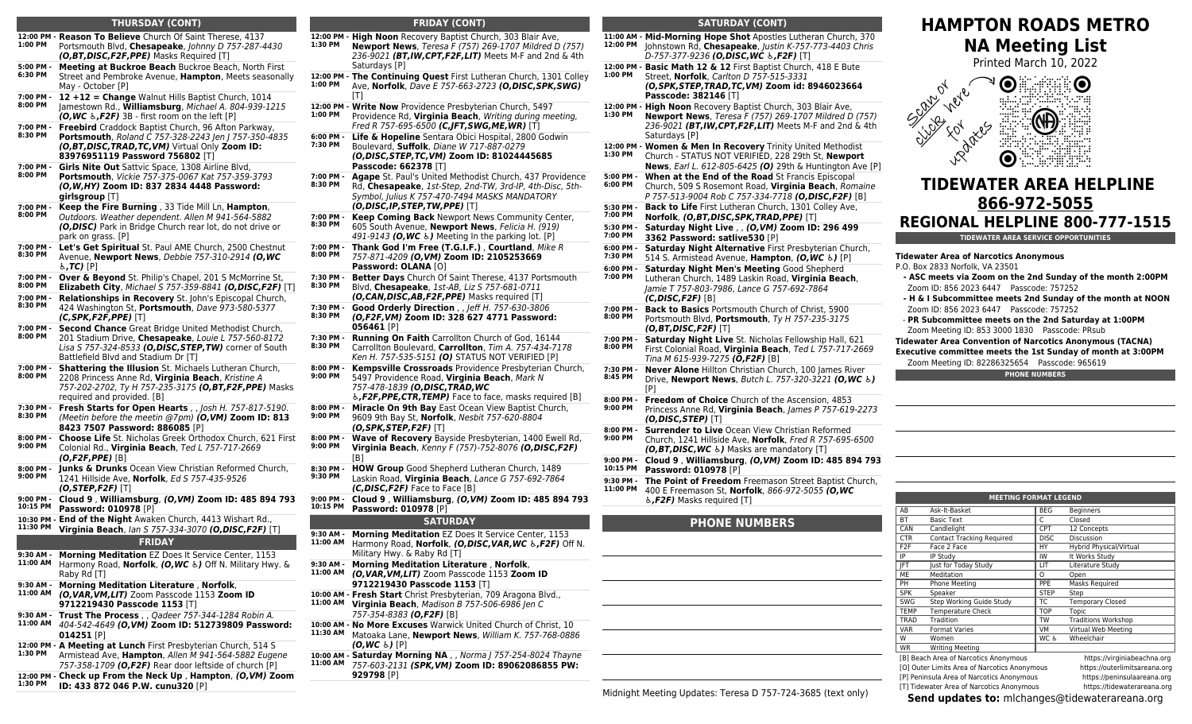## THURSDAY (CONT)

**12:00 PM - 1:00 PM** - **Reason To Believe** Church Of Saint Therese, 4137 Portsmouth Blvd, **Chesapeake**, *Johnny D 757-287-4430* ***(O,BT,DISC,F2F,PPE)*** Masks Required [T]

**5:00 PM - 6:30 PM** - **Meeting at Buckroe Beach** Buckroe Beach, North First Street and Pembroke Avenue, **Hampton**, Meets seasonally May - October [P]

**7:00 PM - 8:00 PM** - **12 +12 = Change** Walnut Hills Baptist Church, 1014 Jamestown Rd., **Williamsburg**, *Michael A. 804-939-1215* ***(O,WC ♿,F2F)*** 3B - first room on the left [P]

**7:00 PM - 8:30 PM** - **Freebird** Craddock Baptist Church, 96 Afton Parkway, **Portsmouth**, *Roland C 757-328-2243 Jen J 757-350-4835* ***(O,BT,DISC,TRAD,TC,VM)*** Virtual Only **Zoom ID: 83976951119 Password 756802** [T]

**7:00 PM - 8:00 PM** - **Girls Nite Out** Sattvic Space, 1308 Airline Blvd, **Portsmouth**, *Vickie 757-375-0067 Kat 757-359-3793* ***(O,W,HY)*** **Zoom ID: 837 2834 4448 Password: girlsgroup** [T]

**7:00 PM - 8:00 PM** - **Keep the Fire Burning** , 33 Tide Mill Ln, **Hampton**, *Outdoors. Weather dependent. Allen M 941-564-5882* ***(O,DISC)*** Park in Bridge Church rear lot, do not drive or park on grass. [P]

**7:00 PM - 8:30 PM** - **Let's Get Spiritual** St. Paul AME Church, 2500 Chestnut Avenue, **Newport News**, *Debbie 757-310-2914* ***(O,WC ♿,TC)*** [P]

**7:00 PM - 8:00 PM** - **Over & Beyond** St. Philip's Chapel, 201 S McMorrine St, **Elizabeth City**, *Michael S 757-359-8841* ***(O,DISC,F2F)*** [T]

**7:00 PM - 8:30 PM** - **Relationships in Recovery** St. John's Episcopal Church, 424 Washington St, **Portsmouth**, *Dave 973-580-5377* ***(C,SPK,F2F,PPE)*** [T]

**7:00 PM - 8:00 PM** - **Second Chance** Great Bridge United Methodist Church, 201 Stadium Drive, **Chesapeake**, *Louie L 757-560-8172 Lisa S 757-324-8533* ***(O,DISC,STEP,TW)*** corner of South Battlefield Blvd and Stadium Dr [T]

**7:00 PM - 8:00 PM** - **Shattering the Illusion** St. Michaels Lutheran Church, 2208 Princess Anne Rd, **Virginia Beach**, *Kristine A 757-262-2702, Ty H 757-235-3175* ***(O,BT,F2F,PPE)*** Masks required and provided. [B]

**7:30 PM - 8:30 PM** - **Fresh Starts for Open Hearts** , , *Josh H. 757-817-5190. (Meetin before the meetin @7pm)* ***(O,VM)*** **Zoom ID: 813 8423 7507 Password: 886085** [P]

**8:00 PM - 9:00 PM** - **Choose Life** St. Nicholas Greek Orthodox Church, 621 First Colonial Rd., **Virginia Beach**, *Ted L 757-717-2669* ***(O,F2F,PPE)*** [B]

**8:00 PM - 9:00 PM** - **Junks & Drunks** Ocean View Christian Reformed Church, 1241 Hillside Ave, **Norfolk**, *Ed S 757-435-9526* ***(O,STEP,F2F)*** [T]

**9:00 PM - 10:15 PM** - **Cloud 9** , **Williamsburg**, ***(O,VM)*** **Zoom ID: 485 894 793 Password: 010978** [P]

**10:30 PM - 11:30 PM** - **End of the Night** Awaken Church, 4413 Wishart Rd., **Virginia Beach**, *Ian S 757-334-3070* ***(O,DISC,F2F)*** [T]

## FRIDAY

**9:30 AM - 11:00 AM** - **Morning Meditation** EZ Does It Service Center, 1153 Harmony Road, **Norfolk**, ***(O,WC ♿)*** Off N. Military Hwy. & Raby Rd [T]

**9:30 AM - 11:00 AM** - **Morning Meditation Literature** , **Norfolk**, ***(O,VAR,VM,LIT)*** Zoom Passcode 1153 **Zoom ID 9712219430 Passcode 1153** [T]

**9:30 AM - 11:00 AM** - **Trust The Process** , , *Qadeer 757-344-1284 Robin A. 404-542-4649* ***(O,VM)*** **Zoom ID: 512739809 Password: 014251** [P]

**12:00 PM - 1:30 PM** - **A Meeting at Lunch** First Presbyterian Church, 514 S Armistead Ave, **Hampton**, *Allen M 941-564-5882 Eugene 757-358-1709* ***(O,F2F)*** Rear door leftside of church [P]

**12:00 PM - 1:30 PM** - **Check up From the Neck Up** , **Hampton**, ***(O,VM)*** **Zoom ID: 433 872 046 P.W. cunu320** [P]

## FRIDAY (CONT)

**12:00 PM - 1:30 PM** - **High Noon** Recovery Baptist Church, 303 Blair Ave, **Newport News**, *Teresa F (757) 269-1707 Mildred D (757) 236-9021* ***(BT,IW,CPT,F2F,LIT)*** Meets M-F and 2nd & 4th Saturdays [P]

**12:00 PM - 1:00 PM** - **The Continuing Quest** First Lutheran Church, 1301 Colley Ave, **Norfolk**, *Dave E 757-663-2723* ***(O,DISC,SPK,SWG)*** [T]

**12:00 PM - 1:00 PM** - **Write Now** Providence Presbyterian Church, 5497 Providence Rd, **Virginia Beach**, *Writing during meeting, Fred R 757-695-6500* ***(C,JFT,SWG,ME,WR)*** [T]

**6:00 PM - 7:30 PM** - **Life & Hopeline** Sentara Obici Hospital, 2800 Godwin Boulevard, **Suffolk**, *Diane W 717-887-0279* ***(O,DISC,STEP,TC,VM)*** **Zoom ID: 81024445685 Passcode: 662378** [T]

**7:00 PM - 8:30 PM** - **Agape** St. Paul's United Methodist Church, 437 Providence Rd, **Chesapeake**, *1st-Step, 2nd-TW, 3rd-IP, 4th-Disc, 5th-Symbol, Julius K 757-470-7494 MASKS MANDATORY* ***(O,DISC,IP,STEP,TW,PPE)*** [T]

**7:00 PM - 8:30 PM** - **Keep Coming Back** Newport News Community Center, 605 South Avenue, **Newport News**, *Felicia H. (919) 491-9143* ***(O,WC ♿)*** Meeting In the parking lot. [P]

**7:00 PM - 8:00 PM** - **Thank God I'm Free (T.G.I.F.)** , **Courtland**, *Mike R 757-871-4209* ***(O,VM)*** **Zoom ID: 2105253669 Password: OLANA** [O]

**7:30 PM - 8:30 PM** - **Better Days** Church Of Saint Therese, 4137 Portsmouth Blvd, **Chesapeake**, *1st-AB, Liz S 757-681-0711* ***(O,CAN,DISC,AB,F2F,PPE)*** Masks required [T]

**7:30 PM - 8:30 PM** - **Good Orderly Direction** , , *Jeff H. 757-630-3806* ***(O,F2F,VM)*** **Zoom ID: 328 627 4771 Password: 056461** [P]

**7:30 PM - 8:30 PM** - **Running On Faith** Carrollton Church of God, 16144 Carrollton Boulevard, **Carrollton**, *Tim A. 757-434-7178 Ken H. 757-535-5151* ***(O)*** STATUS NOT VERIFIED [P]

**8:00 PM - 9:00 PM** - **Kempsville Crossroads** Providence Presbyterian Church, 5497 Providence Road, **Virginia Beach**, *Mark N 757-478-1839* ***(O,DISC,TRAD,WC ♿,F2F,PPE,CTR,TEMP)*** Face to face, masks required [B]

**8:00 PM - 9:00 PM** - **Miracle On 9th Bay** East Ocean View Baptist Church, 9609 9th Bay St, **Norfolk**, *Nesbit 757-620-8804* ***(O,SPK,STEP,F2F)*** [T]

**8:00 PM - 9:00 PM** - **Wave of Recovery** Bayside Presbyterian, 1400 Ewell Rd, **Virginia Beach**, *Kenny F (757)-752-8076* ***(O,DISC,F2F)*** [B]

**8:30 PM - 9:30 PM** - **HOW Group** Good Shepherd Lutheran Church, 1489 Laskin Road, **Virginia Beach**, *Lance G 757-692-7864* ***(C,DISC,F2F)*** Face to Face [B]

**9:00 PM - 10:15 PM** - **Cloud 9** , **Williamsburg**, ***(O,VM)*** **Zoom ID: 485 894 793 Password: 010978** [P]

## SATURDAY

**9:30 AM - 11:00 AM** - **Morning Meditation** EZ Does It Service Center, 1153 Harmony Road, **Norfolk**, ***(O,DISC,VAR,WC ♿,F2F)*** Off N. Military Hwy. & Raby Rd [T]

**9:30 AM - 11:00 AM** - **Morning Meditation Literature** , **Norfolk**, ***(O,VAR,VM,LIT)*** Zoom Passcode 1153 **Zoom ID 9712219430 Passcode 1153** [T]

**10:00 AM - 11:00 AM** - **Fresh Start** Christ Presbyterian, 709 Aragona Blvd., **Virginia Beach**, *Madison B 757-506-6986 Jen C 757-354-8383* ***(O,F2F)*** [B]

**10:00 AM - 11:30 AM** - **No More Excuses** Warwick United Church of Christ, 10 Matoaka Lane, **Newport News**, *William K. 757-768-0886* ***(O,WC ♿)*** [P]

**10:00 AM - 11:00 AM** - **Saturday Morning NA** , , *Norma J 757-254-8024 Thayne 757-603-2131* ***(SPK,VM)*** **Zoom ID: 89062086855 PW: 929798** [P]

## SATURDAY (CONT)

**11:00 AM - 12:00 PM** - **Mid-Morning Hope Shot** Apostles Lutheran Church, 370 Johnstown Rd, **Chesapeake**, *Justin K-757-773-4403 Chris D-757-377-9236* ***(O,DISC,WC ♿,F2F)*** [T]

**12:00 PM - 1:00 PM** - **Basic Math 12 & 12** First Baptist Church, 418 E Bute Street, **Norfolk**, *Carlton D 757-515-3331* ***(O,SPK,STEP,TRAD,TC,VM)*** **Zoom id: 8946023664 Passcode: 382146** [T]

**12:00 PM - 1:30 PM** - **High Noon** Recovery Baptist Church, 303 Blair Ave, **Newport News**, *Teresa F (757) 269-1707 Mildred D (757) 236-9021* ***(BT,IW,CPT,F2F,LIT)*** Meets M-F and 2nd & 4th Saturdays [P]

**12:00 PM - 1:30 PM** - **Women & Men In Recovery** Trinity United Methodist Church - STATUS NOT VERIFIED, 228 29th St, **Newport News**, *Earl L. 612-805-6425* ***(O)*** 29th & Huntington Ave [P]

**5:00 PM - 6:00 PM** - **When at the End of the Road** St Francis Episcopal Church, 509 S Rosemont Road, **Virginia Beach**, *Romaine P 757-513-9004 Rob C 757-334-7718* ***(O,DISC,F2F)*** [B]

**5:30 PM - 7:00 PM** - **Back to Life** First Lutheran Church, 1301 Colley Ave, **Norfolk**, ***(O,BT,DISC,SPK,TRAD,PPE)*** [T]

**5:30 PM - 7:00 PM** - **Saturday Night Live** , , ***(O,VM)*** **Zoom ID: 296 499 3362 Password: satlive530** [P]

**6:00 PM - 7:30 PM** - **Saturday Night Alternative** First Presbyterian Church, 514 S. Armistead Ave, **Hampton**, ***(O,WC ♿)*** [P]

**6:00 PM - 7:00 PM** - **Saturday Night Men's Meeting** Good Shepherd Lutheran Church, 1489 Laskin Road, **Virginia Beach**, *Jamie T 757-803-7986, Lance G 757-692-7864* ***(C,DISC,F2F)*** [B]

**7:00 PM - 8:00 PM** - **Back to Basics** Portsmouth Church of Christ, 5900 Portsmouth Blvd, **Portsmouth**, *Ty H 757-235-3175* ***(O,BT,DISC,F2F)*** [T]

**7:00 PM - 8:00 PM** - **Saturday Night Live** St. Nicholas Fellowship Hall, 621 First Colonial Road, **Virginia Beach**, *Ted L 757-717-2669 Tina M 615-939-7275* ***(O,F2F)*** [B]

**7:30 PM - 8:45 PM** - **Never Alone** Hillton Christian Church, 100 James River Drive, **Newport News**, *Butch L. 757-320-3221* ***(O,WC ♿)*** [P]

**8:00 PM - 9:00 PM** - **Freedom of Choice** Church of the Ascension, 4853 Princess Anne Rd, **Virginia Beach**, *James P 757-619-2273* ***(O,DISC,STEP)*** [T]

**8:00 PM - 9:00 PM** - **Surrender to Live** Ocean View Christian Reformed Church, 1241 Hillside Ave, **Norfolk**, *Fred R 757-695-6500* ***(O,BT,DISC,WC ♿)*** Masks are mandatory [T]

**9:00 PM - 10:15 PM** - **Cloud 9** , **Williamsburg**, ***(O,VM)*** **Zoom ID: 485 894 793 Password: 010978** [P]

**9:30 PM - 11:00 PM** - **The Point of Freedom** Freemason Street Baptist Church, 400 E Freemason St, **Norfolk**, *866-972-5055* ***(O,WC ♿,F2F)*** Masks required [T]

## PHONE NUMBERS

Midnight Meeting Updates: Teresa D 757-724-3685 (text only)

# HAMPTON ROADS METRO NA Meeting List

Printed March 10, 2022

Scan or click here for updates

# TIDEWATER AREA HELPLINE 866-972-5055

# REGIONAL HELPLINE 800-777-1515

### TIDEWATER AREA SERVICE OPPORTUNITIES

**Tidewater Area of Narcotics Anonymous**
P.O. Box 2833 Norfolk, VA 23501

- **ASC meets via Zoom on the 2nd Sunday of the month 2:00PM**
  Zoom ID: 856 2023 6447 Passcode: 757252
- **H & I Subcommittee meets 2nd Sunday of the month at NOON**
  Zoom ID: 856 2023 6447 Passcode: 757252
- **PR Subcommittee meets on the 2nd Saturday at 1:00PM**
  Zoom Meeting ID: 853 3000 1830 Passcode: PRsub

**Tidewater Area Convention of Narcotics Anonymous (TACNA)**
**Executive committee meets the 1st Sunday of month at 3:00PM**
Zoom Meeting ID: 82286325654 Passcode: 965619

### PHONE NUMBERS

### MEETING FORMAT LEGEND

| | | | |
|---|---|---|---|
| AB | Ask-It-Basket | BEG | Beginners |
| BT | Basic Text | C | Closed |
| CAN | Candlelight | CPT | 12 Concepts |
| CTR | Contact Tracking Required | DISC | Discussion |
| F2F | Face 2 Face | HY | Hybrid Physical/Virtual |
| IP | IP Study | IW | It Works Study |
| JFT | Just for Today Study | LIT | Literature Study |
| ME | Meditation | O | Open |
| PH | Phone Meeting | PPE | Masks Required |
| SPK | Speaker | STEP | Step |
| SWG | Step Working Guide Study | TC | Temporary Closed |
| TEMP | Temperature Check | TOP | Topic |
| TRAD | Tradition | TW | Traditions Workshop |
| VAR | Format Varies | VM | Virtual Web Meeting |
| W | Women | WC ♿ | Wheelchair |
| WR | Writing Meeting | | |

[B] Beach Area of Narcotics Anonymous https://virginiabeachna.org
[O] Outer Limits Area of Narcotics Anonymous https://outerlimitsareana.org
[P] Peninsula Area of Narcotics Anonymous https://peninsulaareana.org
[T] Tidewater Area of Narcotics Anonymous https://tidewaterareana.org

**Send updates to:** mlchanges@tidewaterareana.org